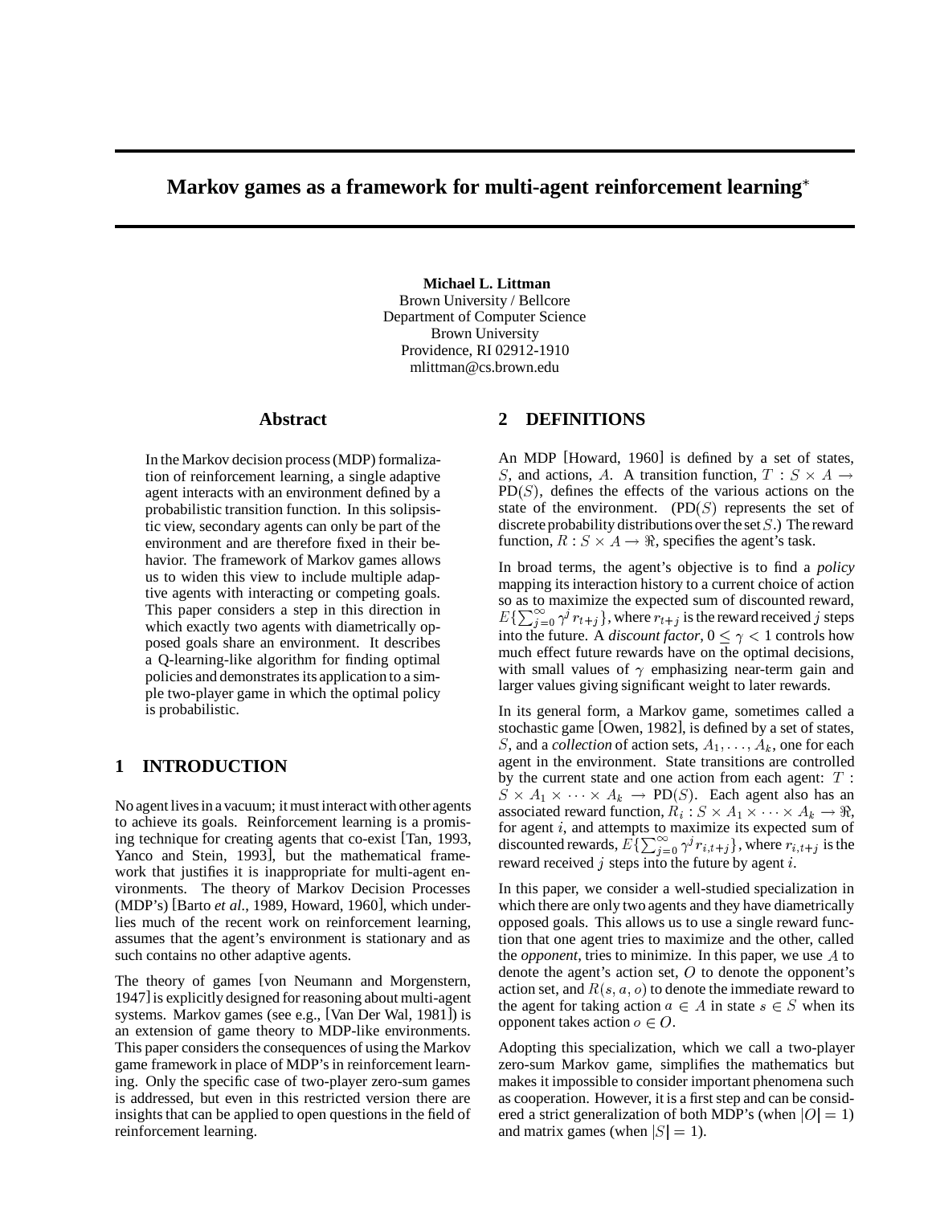# Markov games as a framework for multi-agent reinforcement learning*

**Michael L. Littman**
Brown University / Bellcore
Department of Computer Science
Brown University
Providence, RI 02912-1910
mlittman@cs.brown.edu

## Abstract

In the Markov decision process (MDP) formalization of reinforcement learning, a single adaptive agent interacts with an environment defined by a probabilistic transition function. In this solipsistic view, secondary agents can only be part of the environment and are therefore fixed in their behavior. The framework of Markov games allows us to widen this view to include multiple adaptive agents with interacting or competing goals. This paper considers a step in this direction in which exactly two agents with diametrically opposed goals share an environment. It describes a Q-learning-like algorithm for finding optimal policies and demonstrates its application to a simple two-player game in which the optimal policy is probabilistic.

## 1 INTRODUCTION

No agent lives in a vacuum; it must interact with other agents to achieve its goals. Reinforcement learning is a promising technique for creating agents that co-exist [Tan, 1993, Yanco and Stein, 1993], but the mathematical framework that justifies it is inappropriate for multi-agent environments. The theory of Markov Decision Processes (MDP's) [Barto *et al.*, 1989, Howard, 1960], which underlies much of the recent work on reinforcement learning, assumes that the agent's environment is stationary and as such contains no other adaptive agents.

The theory of games [von Neumann and Morgenstern, 1947] is explicitly designed for reasoning about multi-agent systems. Markov games (see e.g., [Van Der Wal, 1981]) is an extension of game theory to MDP-like environments. This paper considers the consequences of using the Markov game framework in place of MDP's in reinforcement learning. Only the specific case of two-player zero-sum games is addressed, but even in this restricted version there are insights that can be applied to open questions in the field of reinforcement learning.

## 2 DEFINITIONS

An MDP [Howard, 1960] is defined by a set of states, $S$, and actions, $A$. A transition function, $T : S \times A \rightarrow \text{PD}(S)$, defines the effects of the various actions on the state of the environment. ($\text{PD}(S)$ represents the set of discrete probability distributions over the set $S$.) The reward function, $R : S \times A \rightarrow \Re$, specifies the agent's task.

In broad terms, the agent's objective is to find a *policy* mapping its interaction history to a current choice of action so as to maximize the expected sum of discounted reward, $E\{\sum_{j=0}^{\infty} \gamma^j r_{t+j}\}$, where $r_{t+j}$ is the reward received $j$ steps into the future. A *discount factor*, $0 \leq \gamma < 1$ controls how much effect future rewards have on the optimal decisions, with small values of $\gamma$ emphasizing near-term gain and larger values giving significant weight to later rewards.

In its general form, a Markov game, sometimes called a stochastic game [Owen, 1982], is defined by a set of states, $S$, and a *collection* of action sets, $A_1, \ldots, A_k$, one for each agent in the environment. State transitions are controlled by the current state and one action from each agent: $T : S \times A_1 \times \cdots \times A_k \rightarrow \text{PD}(S)$. Each agent also has an associated reward function, $R_i : S \times A_1 \times \cdots \times A_k \rightarrow \Re$, for agent $i$, and attempts to maximize its expected sum of discounted rewards, $E\{\sum_{j=0}^{\infty} \gamma^j r_{i,t+j}\}$, where $r_{i,t+j}$ is the reward received $j$ steps into the future by agent $i$.

In this paper, we consider a well-studied specialization in which there are only two agents and they have diametrically opposed goals. This allows us to use a single reward function that one agent tries to maximize and the other, called the *opponent*, tries to minimize. In this paper, we use $A$ to denote the agent's action set, $O$ to denote the opponent's action set, and $R(s, a, o)$ to denote the immediate reward to the agent for taking action $a \in A$ in state $s \in S$ when its opponent takes action $o \in O$.

Adopting this specialization, which we call a two-player zero-sum Markov game, simplifies the mathematics but makes it impossible to consider important phenomena such as cooperation. However, it is a first step and can be considered a strict generalization of both MDP's (when $|O| = 1$) and matrix games (when $|S| = 1$).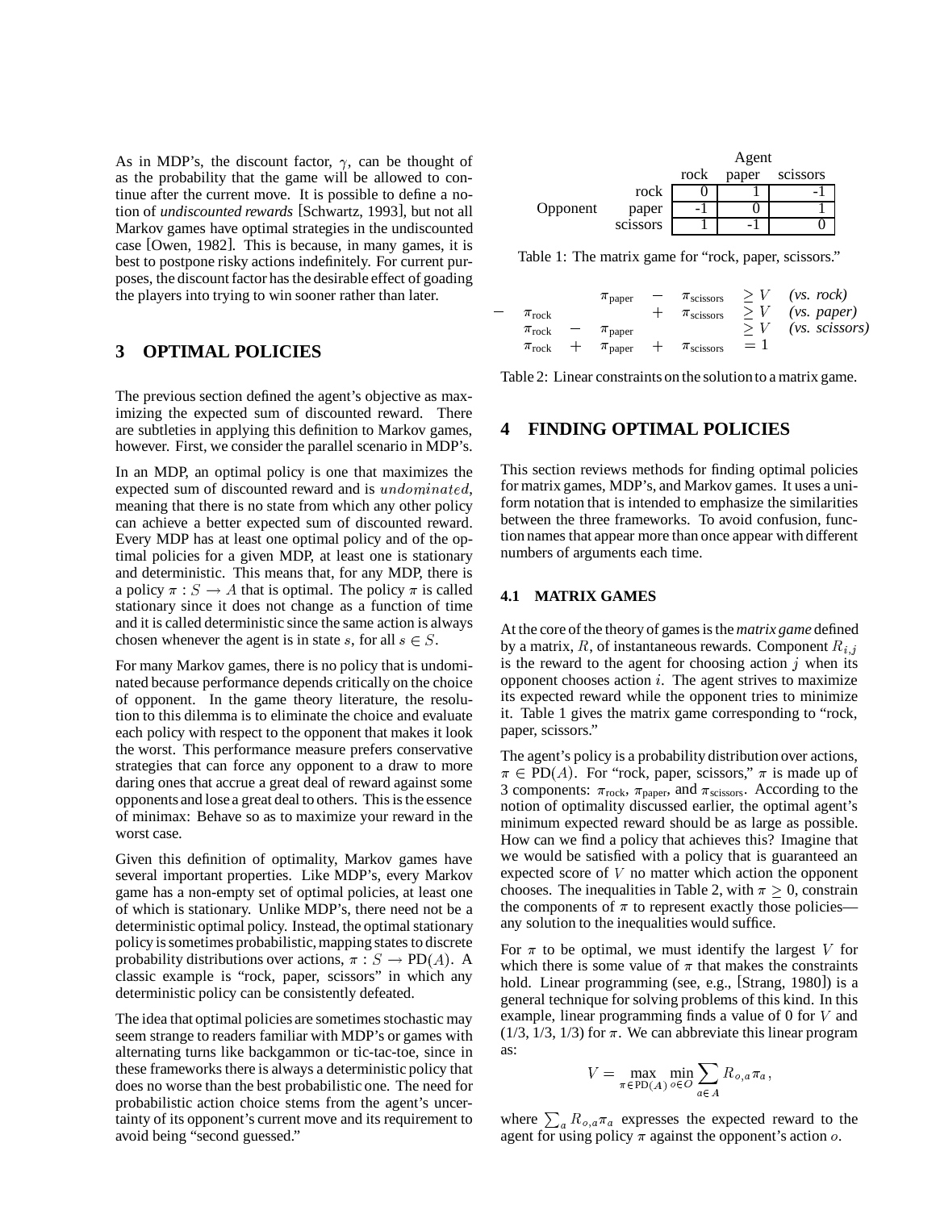As in MDP's, the discount factor, $\gamma$, can be thought of as the probability that the game will be allowed to continue after the current move. It is possible to define a notion of *undiscounted rewards* [Schwartz, 1993], but not all Markov games have optimal strategies in the undiscounted case [Owen, 1982]. This is because, in many games, it is best to postpone risky actions indefinitely. For current purposes, the discount factor has the desirable effect of goading the players into trying to win sooner rather than later.

## 3 OPTIMAL POLICIES

The previous section defined the agent's objective as maximizing the expected sum of discounted reward. There are subtleties in applying this definition to Markov games, however. First, we consider the parallel scenario in MDP's.

In an MDP, an optimal policy is one that maximizes the expected sum of discounted reward and is *undominated*, meaning that there is no state from which any other policy can achieve a better expected sum of discounted reward. Every MDP has at least one optimal policy and of the optimal policies for a given MDP, at least one is stationary and deterministic. This means that, for any MDP, there is a policy $\pi : S \rightarrow A$ that is optimal. The policy $\pi$ is called stationary since it does not change as a function of time and it is called deterministic since the same action is always chosen whenever the agent is in state $s$, for all $s \in S$.

For many Markov games, there is no policy that is undominated because performance depends critically on the choice of opponent. In the game theory literature, the resolution to this dilemma is to eliminate the choice and evaluate each policy with respect to the opponent that makes it look the worst. This performance measure prefers conservative strategies that can force any opponent to a draw to more daring ones that accrue a great deal of reward against some opponents and lose a great deal to others. This is the essence of minimax: Behave so as to maximize your reward in the worst case.

Given this definition of optimality, Markov games have several important properties. Like MDP's, every Markov game has a non-empty set of optimal policies, at least one of which is stationary. Unlike MDP's, there need not be a deterministic optimal policy. Instead, the optimal stationary policy is sometimes probabilistic, mapping states to discrete probability distributions over actions, $\pi : S \rightarrow \mathrm{PD}(A)$. A classic example is "rock, paper, scissors" in which any deterministic policy can be consistently defeated.

The idea that optimal policies are sometimes stochastic may seem strange to readers familiar with MDP's or games with alternating turns like backgammon or tic-tac-toe, since in these frameworks there is always a deterministic policy that does no worse than the best probabilistic one. The need for probabilistic action choice stems from the agent's uncertainty of its opponent's current move and its requirement to avoid being "second guessed."

| | | Agent | | |
|---|---|---|---|---|
| | | rock | paper | scissors |
| Opponent | rock | 0 | 1 | -1 |
| | paper | -1 | 0 | 1 |
| | scissors | 1 | -1 | 0 |

Table 1: The matrix game for "rock, paper, scissors."

$$
\begin{array}{rcccccll}
 & & \pi_{\text{paper}} & - & \pi_{\text{scissors}} & \geq V & \textit{(vs. rock)} \\
-\ \pi_{\text{rock}} & & & + & \pi_{\text{scissors}} & \geq V & \textit{(vs. paper)} \\
\pi_{\text{rock}} & - & \pi_{\text{paper}} & & & \geq V & \textit{(vs. scissors)} \\
\pi_{\text{rock}} & + & \pi_{\text{paper}} & + & \pi_{\text{scissors}} & = 1 &
\end{array}
$$

Table 2: Linear constraints on the solution to a matrix game.

## 4 FINDING OPTIMAL POLICIES

This section reviews methods for finding optimal policies for matrix games, MDP's, and Markov games. It uses a uniform notation that is intended to emphasize the similarities between the three frameworks. To avoid confusion, function names that appear more than once appear with different numbers of arguments each time.

### 4.1 MATRIX GAMES

At the core of the theory of games is the *matrix game* defined by a matrix, $R$, of instantaneous rewards. Component $R_{i,j}$ is the reward to the agent for choosing action $j$ when its opponent chooses action $i$. The agent strives to maximize its expected reward while the opponent tries to minimize it. Table 1 gives the matrix game corresponding to "rock, paper, scissors."

The agent's policy is a probability distribution over actions, $\pi \in \mathrm{PD}(A)$. For "rock, paper, scissors," $\pi$ is made up of 3 components: $\pi_{\text{rock}}$, $\pi_{\text{paper}}$, and $\pi_{\text{scissors}}$. According to the notion of optimality discussed earlier, the optimal agent's minimum expected reward should be as large as possible. How can we find a policy that achieves this? Imagine that we would be satisfied with a policy that is guaranteed an expected score of $V$ no matter which action the opponent chooses. The inequalities in Table 2, with $\pi \geq 0$, constrain the components of $\pi$ to represent exactly those policies—any solution to the inequalities would suffice.

For $\pi$ to be optimal, we must identify the largest $V$ for which there is some value of $\pi$ that makes the constraints hold. Linear programming (see, e.g., [Strang, 1980]) is a general technique for solving problems of this kind. In this example, linear programming finds a value of 0 for $V$ and (1/3, 1/3, 1/3) for $\pi$. We can abbreviate this linear program as:

$$V = \max_{\pi \in \mathrm{PD}(A)} \min_{o \in O} \sum_{a \in A} R_{o,a} \pi_a,$$

where $\sum_a R_{o,a}\pi_a$ expresses the expected reward to the agent for using policy $\pi$ against the opponent's action $o$.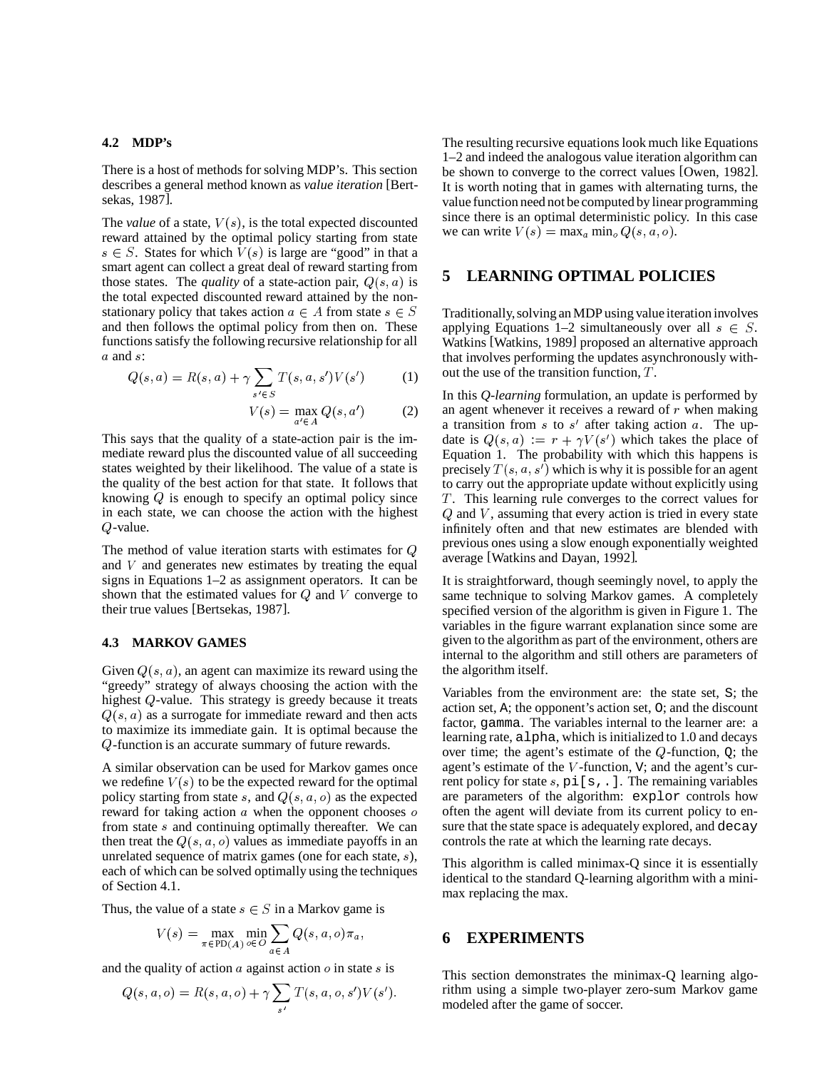### 4.2 MDP's

There is a host of methods for solving MDP's. This section describes a general method known as *value iteration* [Bertsekas, 1987].

The *value* of a state, $V(s)$, is the total expected discounted reward attained by the optimal policy starting from state $s \in S$. States for which $V(s)$ is large are "good" in that a smart agent can collect a great deal of reward starting from those states. The *quality* of a state-action pair, $Q(s, a)$ is the total expected discounted reward attained by the nonstationary policy that takes action $a \in A$ from state $s \in S$ and then follows the optimal policy from then on. These functions satisfy the following recursive relationship for all $a$ and $s$:

$$Q(s, a) = R(s, a) + \gamma \sum_{s' \in S} T(s, a, s')V(s') \qquad (1)$$

$$V(s) = \max_{a' \in A} Q(s, a') \qquad (2)$$

This says that the quality of a state-action pair is the immediate reward plus the discounted value of all succeeding states weighted by their likelihood. The value of a state is the quality of the best action for that state. It follows that knowing $Q$ is enough to specify an optimal policy since in each state, we can choose the action with the highest $Q$-value.

The method of value iteration starts with estimates for $Q$ and $V$ and generates new estimates by treating the equal signs in Equations 1–2 as assignment operators. It can be shown that the estimated values for $Q$ and $V$ converge to their true values [Bertsekas, 1987].

### 4.3 MARKOV GAMES

Given $Q(s, a)$, an agent can maximize its reward using the "greedy" strategy of always choosing the action with the highest $Q$-value. This strategy is greedy because it treats $Q(s, a)$ as a surrogate for immediate reward and then acts to maximize its immediate gain. It is optimal because the $Q$-function is an accurate summary of future rewards.

A similar observation can be used for Markov games once we redefine $V(s)$ to be the expected reward for the optimal policy starting from state $s$, and $Q(s, a, o)$ as the expected reward for taking action $a$ when the opponent chooses $o$ from state $s$ and continuing optimally thereafter. We can then treat the $Q(s, a, o)$ values as immediate payoffs in an unrelated sequence of matrix games (one for each state, $s$), each of which can be solved optimally using the techniques of Section 4.1.

Thus, the value of a state $s \in S$ in a Markov game is

$$V(s) = \max_{\pi \in \mathrm{PD}(A)} \min_{o \in O} \sum_{a \in A} Q(s, a, o)\pi_a,$$

and the quality of action $a$ against action $o$ in state $s$ is

$$Q(s, a, o) = R(s, a, o) + \gamma \sum_{s'} T(s, a, o, s')V(s').$$

The resulting recursive equations look much like Equations 1–2 and indeed the analogous value iteration algorithm can be shown to converge to the correct values [Owen, 1982]. It is worth noting that in games with alternating turns, the value function need not be computed by linear programming since there is an optimal deterministic policy. In this case we can write $V(s) = \max_a \min_o Q(s, a, o)$.

## 5 LEARNING OPTIMAL POLICIES

Traditionally, solving an MDP using value iteration involves applying Equations 1–2 simultaneously over all $s \in S$. Watkins [Watkins, 1989] proposed an alternative approach that involves performing the updates asynchronously without the use of the transition function, $T$.

In this *Q-learning* formulation, an update is performed by an agent whenever it receives a reward of $r$ when making a transition from $s$ to $s'$ after taking action $a$. The update is $Q(s, a) := r + \gamma V(s')$ which takes the place of Equation 1. The probability with which this happens is precisely $T(s, a, s')$ which is why it is possible for an agent to carry out the appropriate update without explicitly using $T$. This learning rule converges to the correct values for $Q$ and $V$, assuming that every action is tried in every state infinitely often and that new estimates are blended with previous ones using a slow enough exponentially weighted average [Watkins and Dayan, 1992].

It is straightforward, though seemingly novel, to apply the same technique to solving Markov games. A completely specified version of the algorithm is given in Figure 1. The variables in the figure warrant explanation since some are given to the algorithm as part of the environment, others are internal to the algorithm and still others are parameters of the algorithm itself.

Variables from the environment are: the state set, `S`; the action set, `A`; the opponent's action set, `O`; and the discount factor, `gamma`. The variables internal to the learner are: a learning rate, `alpha`, which is initialized to 1.0 and decays over time; the agent's estimate of the $Q$-function, `Q`; the agent's estimate of the $V$-function, `V`; and the agent's current policy for state $s$, `pi[s,.]`. The remaining variables are parameters of the algorithm: `explor` controls how often the agent will deviate from its current policy to ensure that the state space is adequately explored, and `decay` controls the rate at which the learning rate decays.

This algorithm is called minimax-Q since it is essentially identical to the standard Q-learning algorithm with a minimax replacing the max.

## 6 EXPERIMENTS

This section demonstrates the minimax-Q learning algorithm using a simple two-player zero-sum Markov game modeled after the game of soccer.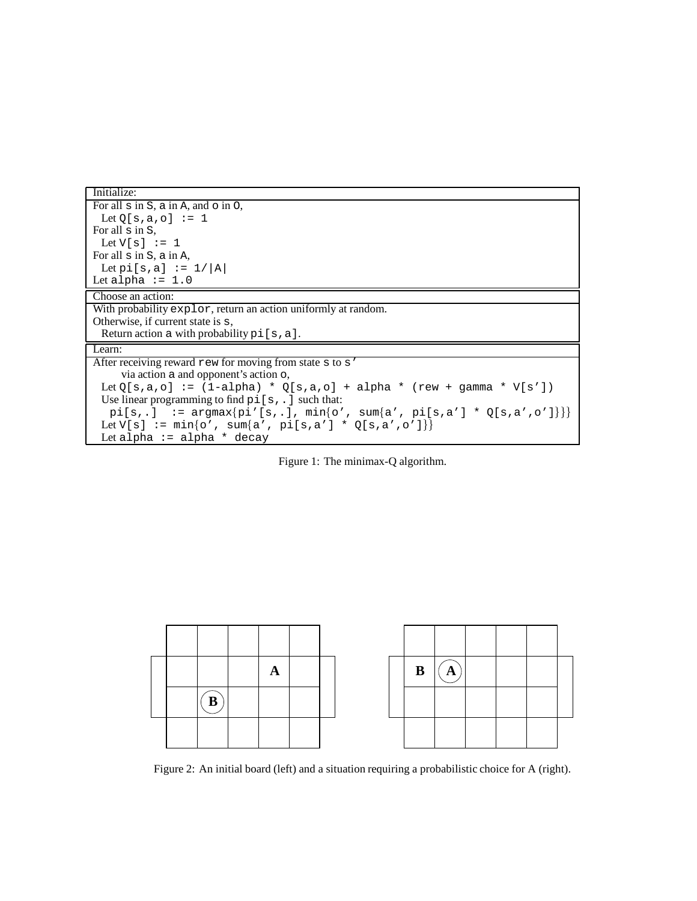```
Initialize:
For all s in S, a in A, and o in O,
  Let Q[s,a,o] := 1
For all s in S,
  Let V[s] := 1
For all s in S, a in A,
  Let pi[s,a] := 1/|A|
Let alpha := 1.0

Choose an action:
With probability explor, return an action uniformly at random.
Otherwise, if current state is s,
  Return action a with probability pi[s,a].

Learn:
After receiving reward rew for moving from state s to s'
      via action a and opponent's action o,
  Let Q[s,a,o] := (1-alpha) * Q[s,a,o] + alpha * (rew + gamma * V[s'])
  Use linear programming to find pi[s,.] such that:
    pi[s,.]  := argmax{pi'[s,.], min{o', sum{a', pi[s,a'] * Q[s,a',o']}}}
  Let V[s] := min{o', sum{a', pi[s,a'] * Q[s,a',o']}}
  Let alpha := alpha * decay
```

Figure 1: The minimax-Q algorithm.

|   |   |   |   |   |   |   |
|---|---|---|---|---|---|---|
|   |   |   |   |   |   |   |
|   |   |   |   | A |   |   |
|   |   | (B) |   |   |   |   |
|   |   |   |   |   |   |   |

|   |   |   |   |   |   |   |
|---|---|---|---|---|---|---|
|   |   |   |   |   |   |   |
|   | B | (A) |   |   |   |   |
|   |   |   |   |   |   |   |
|   |   |   |   |   |   |   |

Figure 2: An initial board (left) and a situation requiring a probabilistic choice for A (right).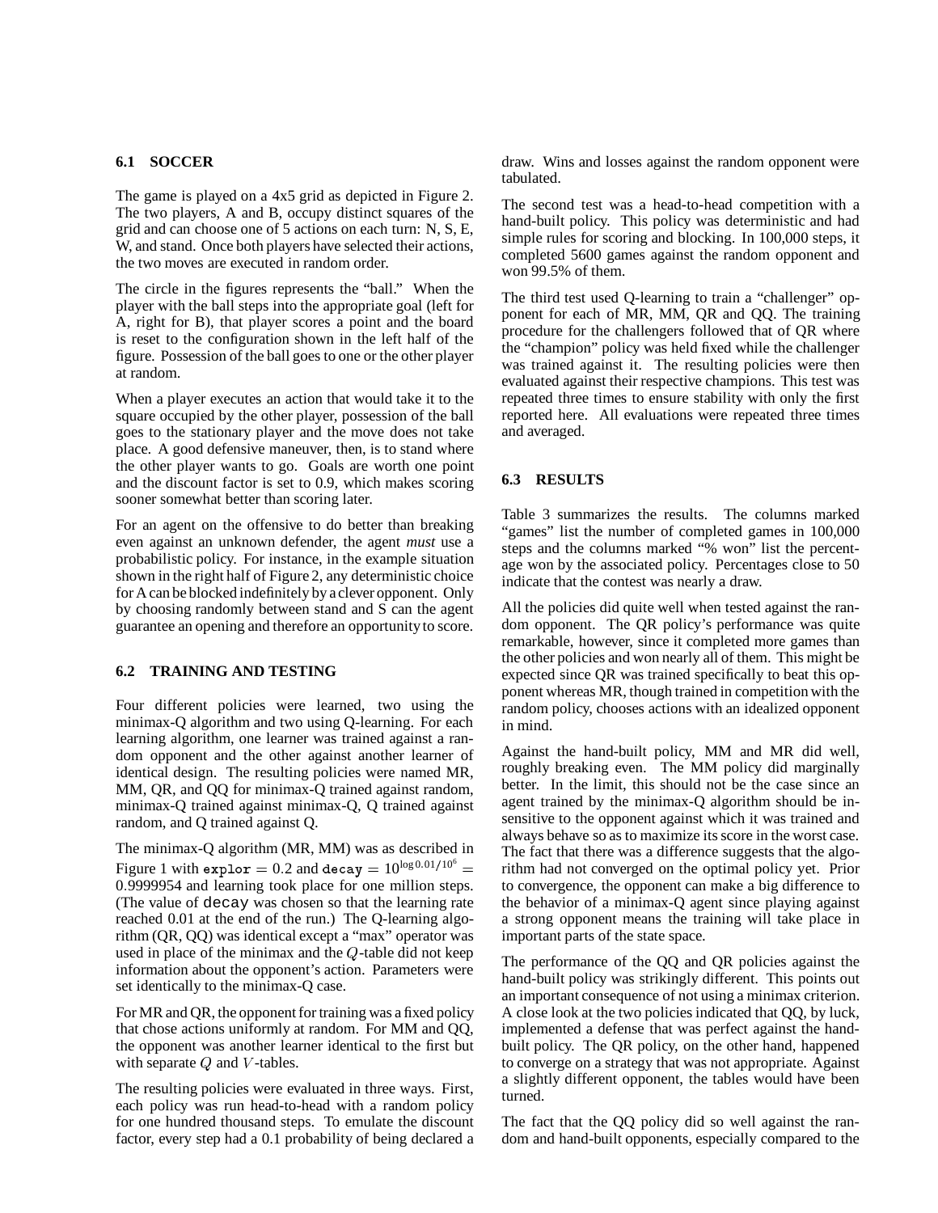### 6.1 SOCCER

The game is played on a 4x5 grid as depicted in Figure 2. The two players, A and B, occupy distinct squares of the grid and can choose one of 5 actions on each turn: N, S, E, W, and stand. Once both players have selected their actions, the two moves are executed in random order.

The circle in the figures represents the "ball." When the player with the ball steps into the appropriate goal (left for A, right for B), that player scores a point and the board is reset to the configuration shown in the left half of the figure. Possession of the ball goes to one or the other player at random.

When a player executes an action that would take it to the square occupied by the other player, possession of the ball goes to the stationary player and the move does not take place. A good defensive maneuver, then, is to stand where the other player wants to go. Goals are worth one point and the discount factor is set to 0.9, which makes scoring sooner somewhat better than scoring later.

For an agent on the offensive to do better than breaking even against an unknown defender, the agent *must* use a probabilistic policy. For instance, in the example situation shown in the right half of Figure 2, any deterministic choice for A can be blocked indefinitely by a clever opponent. Only by choosing randomly between stand and S can the agent guarantee an opening and therefore an opportunity to score.

### 6.2 TRAINING AND TESTING

Four different policies were learned, two using the minimax-Q algorithm and two using Q-learning. For each learning algorithm, one learner was trained against a random opponent and the other against another learner of identical design. The resulting policies were named MR, MM, QR, and QQ for minimax-Q trained against random, minimax-Q trained against minimax-Q, Q trained against random, and Q trained against Q.

The minimax-Q algorithm (MR, MM) was as described in Figure 1 with $\texttt{explor} = 0.2$ and $\texttt{decay} = 10^{\log 0.01/10^6} = 0.9999954$ and learning took place for one million steps. (The value of decay was chosen so that the learning rate reached 0.01 at the end of the run.) The Q-learning algorithm (QR, QQ) was identical except a "max" operator was used in place of the minimax and the $Q$-table did not keep information about the opponent's action. Parameters were set identically to the minimax-Q case.

For MR and QR, the opponent for training was a fixed policy that chose actions uniformly at random. For MM and QQ, the opponent was another learner identical to the first but with separate $Q$ and $V$-tables.

The resulting policies were evaluated in three ways. First, each policy was run head-to-head with a random policy for one hundred thousand steps. To emulate the discount factor, every step had a 0.1 probability of being declared a draw. Wins and losses against the random opponent were tabulated.

The second test was a head-to-head competition with a hand-built policy. This policy was deterministic and had simple rules for scoring and blocking. In 100,000 steps, it completed 5600 games against the random opponent and won 99.5% of them.

The third test used Q-learning to train a "challenger" opponent for each of MR, MM, QR and QQ. The training procedure for the challengers followed that of QR where the "champion" policy was held fixed while the challenger was trained against it. The resulting policies were then evaluated against their respective champions. This test was repeated three times to ensure stability with only the first reported here. All evaluations were repeated three times and averaged.

### 6.3 RESULTS

Table 3 summarizes the results. The columns marked "games" list the number of completed games in 100,000 steps and the columns marked "% won" list the percentage won by the associated policy. Percentages close to 50 indicate that the contest was nearly a draw.

All the policies did quite well when tested against the random opponent. The QR policy's performance was quite remarkable, however, since it completed more games than the other policies and won nearly all of them. This might be expected since QR was trained specifically to beat this opponent whereas MR, though trained in competition with the random policy, chooses actions with an idealized opponent in mind.

Against the hand-built policy, MM and MR did well, roughly breaking even. The MM policy did marginally better. In the limit, this should not be the case since an agent trained by the minimax-Q algorithm should be insensitive to the opponent against which it was trained and always behave so as to maximize its score in the worst case. The fact that there was a difference suggests that the algorithm had not converged on the optimal policy yet. Prior to convergence, the opponent can make a big difference to the behavior of a minimax-Q agent since playing against a strong opponent means the training will take place in important parts of the state space.

The performance of the QQ and QR policies against the hand-built policy was strikingly different. This points out an important consequence of not using a minimax criterion. A close look at the two policies indicated that QQ, by luck, implemented a defense that was perfect against the hand-built policy. The QR policy, on the other hand, happened to converge on a strategy that was not appropriate. Against a slightly different opponent, the tables would have been turned.

The fact that the QQ policy did so well against the random and hand-built opponents, especially compared to the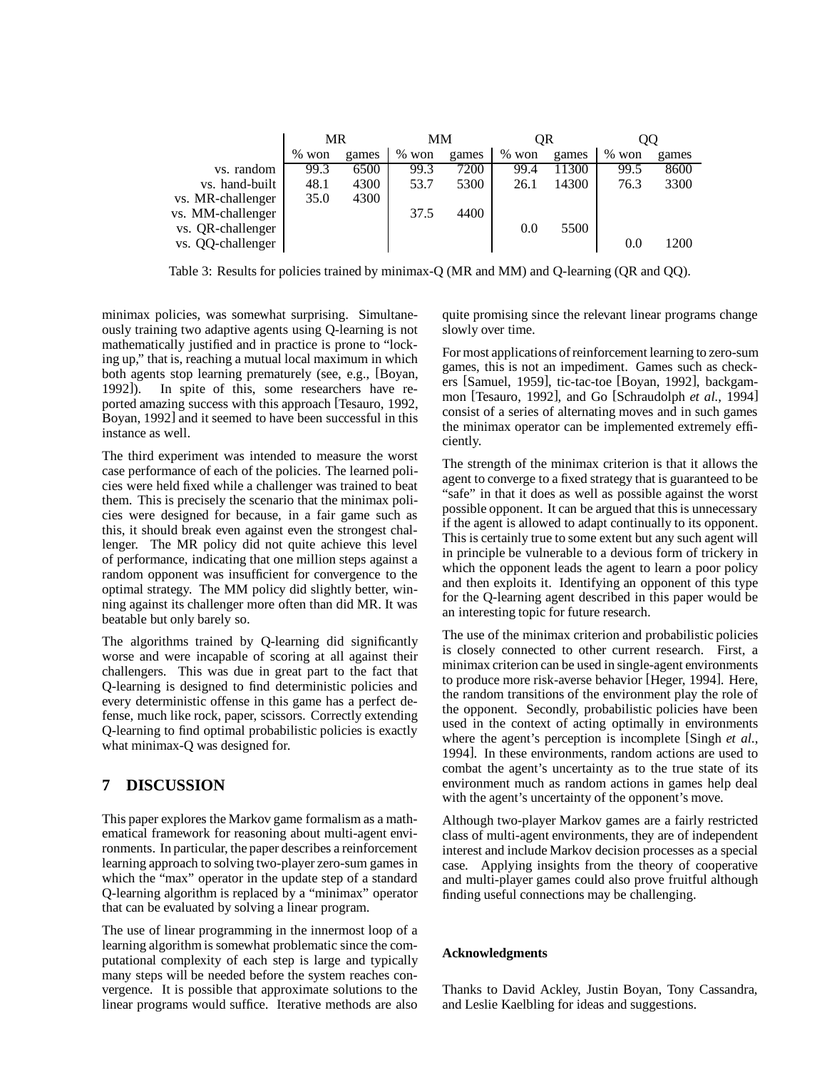| | MR | | MM | | QR | | QQ | |
|---|---|---|---|---|---|---|---|---|
| | % won | games | % won | games | % won | games | % won | games |
| vs. random | 99.3 | 6500 | 99.3 | 7200 | 99.4 | 11300 | 99.5 | 8600 |
| vs. hand-built | 48.1 | 4300 | 53.7 | 5300 | 26.1 | 14300 | 76.3 | 3300 |
| vs. MR-challenger | 35.0 | 4300 | | | | | | |
| vs. MM-challenger | | | 37.5 | 4400 | | | | |
| vs. QR-challenger | | | | | 0.0 | 5500 | | |
| vs. QQ-challenger | | | | | | | 0.0 | 1200 |

Table 3: Results for policies trained by minimax-Q (MR and MM) and Q-learning (QR and QQ).

minimax policies, was somewhat surprising. Simultaneously training two adaptive agents using Q-learning is not mathematically justified and in practice is prone to "locking up," that is, reaching a mutual local maximum in which both agents stop learning prematurely (see, e.g., [Boyan, 1992]). In spite of this, some researchers have reported amazing success with this approach [Tesauro, 1992, Boyan, 1992] and it seemed to have been successful in this instance as well.

The third experiment was intended to measure the worst case performance of each of the policies. The learned policies were held fixed while a challenger was trained to beat them. This is precisely the scenario that the minimax policies were designed for because, in a fair game such as this, it should break even against even the strongest challenger. The MR policy did not quite achieve this level of performance, indicating that one million steps against a random opponent was insufficient for convergence to the optimal strategy. The MM policy did slightly better, winning against its challenger more often than did MR. It was beatable but only barely so.

The algorithms trained by Q-learning did significantly worse and were incapable of scoring at all against their challengers. This was due in great part to the fact that Q-learning is designed to find deterministic policies and every deterministic offense in this game has a perfect defense, much like rock, paper, scissors. Correctly extending Q-learning to find optimal probabilistic policies is exactly what minimax-Q was designed for.

## 7 DISCUSSION

This paper explores the Markov game formalism as a mathematical framework for reasoning about multi-agent environments. In particular, the paper describes a reinforcement learning approach to solving two-player zero-sum games in which the "max" operator in the update step of a standard Q-learning algorithm is replaced by a "minimax" operator that can be evaluated by solving a linear program.

The use of linear programming in the innermost loop of a learning algorithm is somewhat problematic since the computational complexity of each step is large and typically many steps will be needed before the system reaches convergence. It is possible that approximate solutions to the linear programs would suffice. Iterative methods are also quite promising since the relevant linear programs change slowly over time.

For most applications of reinforcement learning to zero-sum games, this is not an impediment. Games such as checkers [Samuel, 1959], tic-tac-toe [Boyan, 1992], backgammon [Tesauro, 1992], and Go [Schraudolph *et al.*, 1994] consist of a series of alternating moves and in such games the minimax operator can be implemented extremely efficiently.

The strength of the minimax criterion is that it allows the agent to converge to a fixed strategy that is guaranteed to be "safe" in that it does as well as possible against the worst possible opponent. It can be argued that this is unnecessary if the agent is allowed to adapt continually to its opponent. This is certainly true to some extent but any such agent will in principle be vulnerable to a devious form of trickery in which the opponent leads the agent to learn a poor policy and then exploits it. Identifying an opponent of this type for the Q-learning agent described in this paper would be an interesting topic for future research.

The use of the minimax criterion and probabilistic policies is closely connected to other current research. First, a minimax criterion can be used in single-agent environments to produce more risk-averse behavior [Heger, 1994]. Here, the random transitions of the environment play the role of the opponent. Secondly, probabilistic policies have been used in the context of acting optimally in environments where the agent's perception is incomplete [Singh *et al.*, 1994]. In these environments, random actions are used to combat the agent's uncertainty as to the true state of its environment much as random actions in games help deal with the agent's uncertainty of the opponent's move.

Although two-player Markov games are a fairly restricted class of multi-agent environments, they are of independent interest and include Markov decision processes as a special case. Applying insights from the theory of cooperative and multi-player games could also prove fruitful although finding useful connections may be challenging.

#### Acknowledgments

Thanks to David Ackley, Justin Boyan, Tony Cassandra, and Leslie Kaelbling for ideas and suggestions.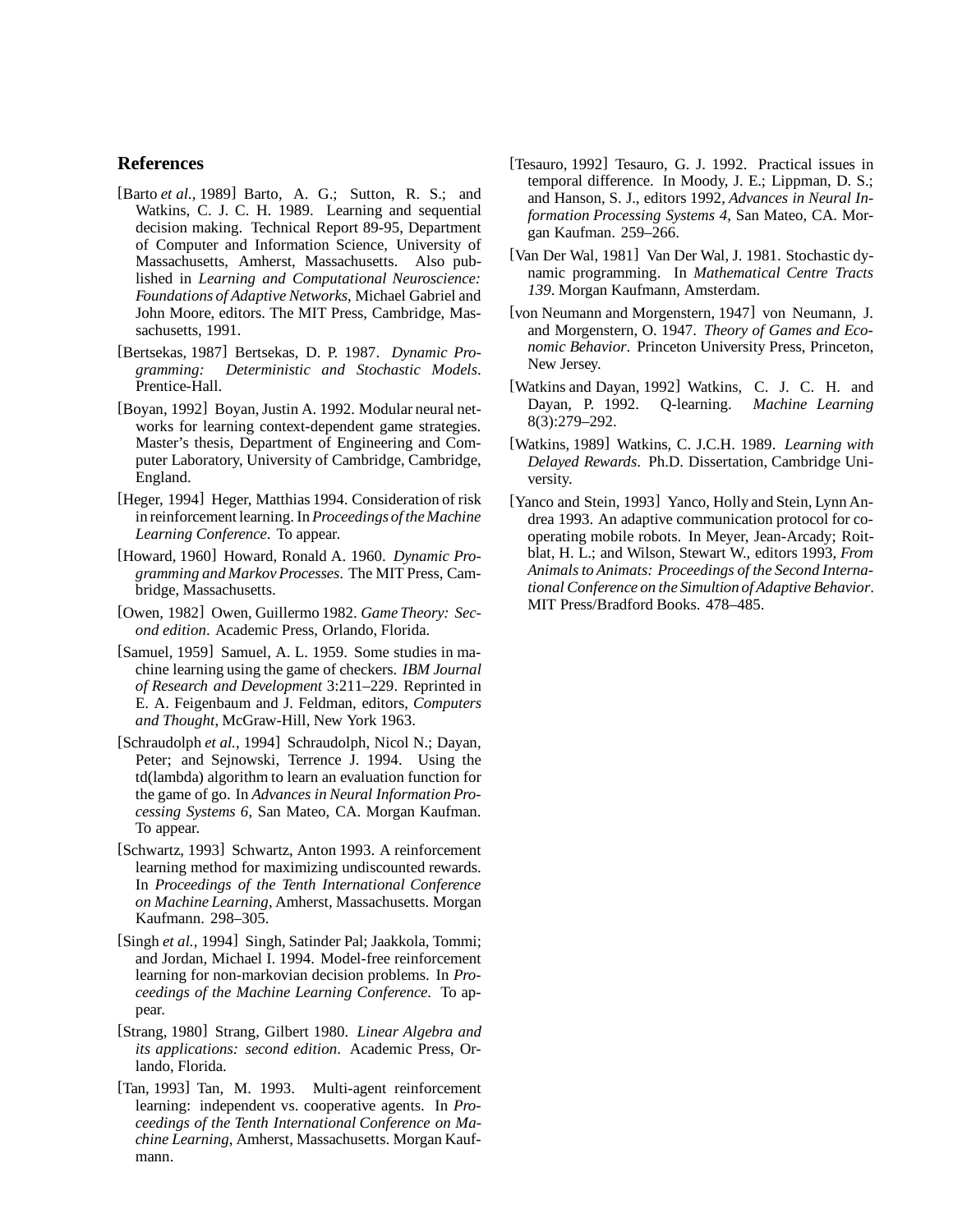## References

[Barto *et al.*, 1989] Barto, A. G.; Sutton, R. S.; and Watkins, C. J. C. H. 1989. Learning and sequential decision making. Technical Report 89-95, Department of Computer and Information Science, University of Massachusetts, Amherst, Massachusetts. Also published in *Learning and Computational Neuroscience: Foundations of Adaptive Networks*, Michael Gabriel and John Moore, editors. The MIT Press, Cambridge, Massachusetts, 1991.

[Bertsekas, 1987] Bertsekas, D. P. 1987. *Dynamic Programming: Deterministic and Stochastic Models*. Prentice-Hall.

[Boyan, 1992] Boyan, Justin A. 1992. Modular neural networks for learning context-dependent game strategies. Master's thesis, Department of Engineering and Computer Laboratory, University of Cambridge, Cambridge, England.

[Heger, 1994] Heger, Matthias 1994. Consideration of risk in reinforcement learning. In *Proceedings of the Machine Learning Conference*. To appear.

[Howard, 1960] Howard, Ronald A. 1960. *Dynamic Programming and Markov Processes*. The MIT Press, Cambridge, Massachusetts.

[Owen, 1982] Owen, Guillermo 1982. *Game Theory: Second edition*. Academic Press, Orlando, Florida.

[Samuel, 1959] Samuel, A. L. 1959. Some studies in machine learning using the game of checkers. *IBM Journal of Research and Development* 3:211–229. Reprinted in E. A. Feigenbaum and J. Feldman, editors, *Computers and Thought*, McGraw-Hill, New York 1963.

[Schraudolph *et al.*, 1994] Schraudolph, Nicol N.; Dayan, Peter; and Sejnowski, Terrence J. 1994. Using the td(lambda) algorithm to learn an evaluation function for the game of go. In *Advances in Neural Information Processing Systems 6*, San Mateo, CA. Morgan Kaufman. To appear.

[Schwartz, 1993] Schwartz, Anton 1993. A reinforcement learning method for maximizing undiscounted rewards. In *Proceedings of the Tenth International Conference on Machine Learning*, Amherst, Massachusetts. Morgan Kaufmann. 298–305.

[Singh *et al.*, 1994] Singh, Satinder Pal; Jaakkola, Tommi; and Jordan, Michael I. 1994. Model-free reinforcement learning for non-markovian decision problems. In *Proceedings of the Machine Learning Conference*. To appear.

[Strang, 1980] Strang, Gilbert 1980. *Linear Algebra and its applications: second edition*. Academic Press, Orlando, Florida.

[Tan, 1993] Tan, M. 1993. Multi-agent reinforcement learning: independent vs. cooperative agents. In *Proceedings of the Tenth International Conference on Machine Learning*, Amherst, Massachusetts. Morgan Kaufmann.

[Tesauro, 1992] Tesauro, G. J. 1992. Practical issues in temporal difference. In Moody, J. E.; Lippman, D. S.; and Hanson, S. J., editors 1992, *Advances in Neural Information Processing Systems 4*, San Mateo, CA. Morgan Kaufman. 259–266.

[Van Der Wal, 1981] Van Der Wal, J. 1981. Stochastic dynamic programming. In *Mathematical Centre Tracts 139*. Morgan Kaufmann, Amsterdam.

[von Neumann and Morgenstern, 1947] von Neumann, J. and Morgenstern, O. 1947. *Theory of Games and Economic Behavior*. Princeton University Press, Princeton, New Jersey.

[Watkins and Dayan, 1992] Watkins, C. J. C. H. and Dayan, P. 1992. Q-learning. *Machine Learning* 8(3):279–292.

[Watkins, 1989] Watkins, C. J.C.H. 1989. *Learning with Delayed Rewards*. Ph.D. Dissertation, Cambridge University.

[Yanco and Stein, 1993] Yanco, Holly and Stein, Lynn Andrea 1993. An adaptive communication protocol for cooperating mobile robots. In Meyer, Jean-Arcady; Roitblat, H. L.; and Wilson, Stewart W., editors 1993, *From Animals to Animats: Proceedings of the Second International Conference on the Simultion of Adaptive Behavior*. MIT Press/Bradford Books. 478–485.